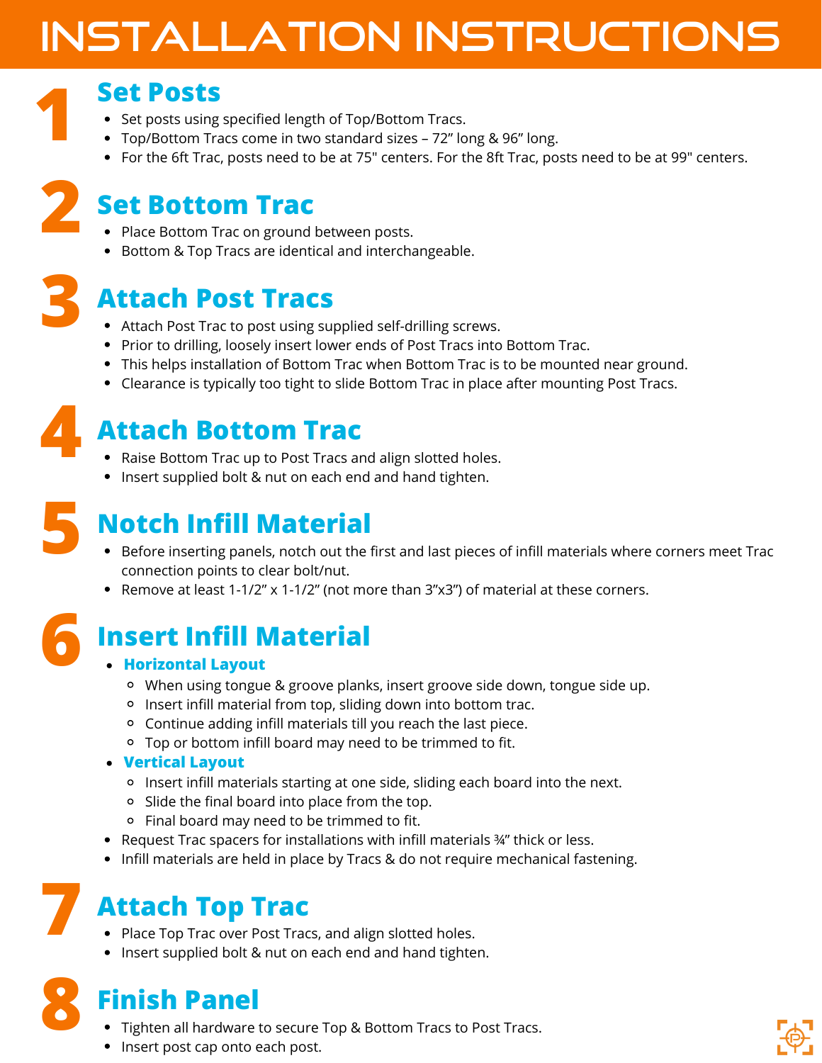# INSTALLATION INSTRUCTIONS

## 1 Set Posts

- Set posts using specified length of Top/Bottom Tracs.
- Top/Bottom Tracs come in two standard sizes – 72" long & 96" long.
- For the 6ft Trac, posts need to be at 75" centers. For the 8ft Trac, posts need to be at 99" centers.

## 2 Set Bottom Trac

- Place Bottom Trac on ground between posts.
- Bottom & Top Tracs are identical and interchangeable.

## 3 Attach Post Tracs

- Attach Post Trac to post using supplied self-drilling screws.
- Prior to drilling, loosely insert lower ends of Post Tracs into Bottom Trac.
- This helps installation of Bottom Trac when Bottom Trac is to be mounted near ground.
- Clearance is typically too tight to slide Bottom Trac in place after mounting Post Tracs.

## 4 Attach Bottom Trac

- Raise Bottom Trac up to Post Tracs and align slotted holes.
- Insert supplied bolt & nut on each end and hand tighten.

## 5 Notch Infill Material

- Before inserting panels, notch out the first and last pieces of infill materials where corners meet Trac connection points to clear bolt/nut.
- Remove at least 1-1/2" x 1-1/2" (not more than 3"x3") of material at these corners.

## 6 Insert Infill Material

- **Horizontal Layout**
  - When using tongue & groove planks, insert groove side down, tongue side up.
  - Insert infill material from top, sliding down into bottom trac.
  - Continue adding infill materials till you reach the last piece.
  - Top or bottom infill board may need to be trimmed to fit.
- **Vertical Layout**
  - Insert infill materials starting at one side, sliding each board into the next.
  - Slide the final board into place from the top.
  - Final board may need to be trimmed to fit.
- Request Trac spacers for installations with infill materials ¾" thick or less.
- Infill materials are held in place by Tracs & do not require mechanical fastening.

## 7 Attach Top Trac

- Place Top Trac over Post Tracs, and align slotted holes.
- Insert supplied bolt & nut on each end and hand tighten.

## 8 Finish Panel

- Tighten all hardware to secure Top & Bottom Tracs to Post Tracs.
- Insert post cap onto each post.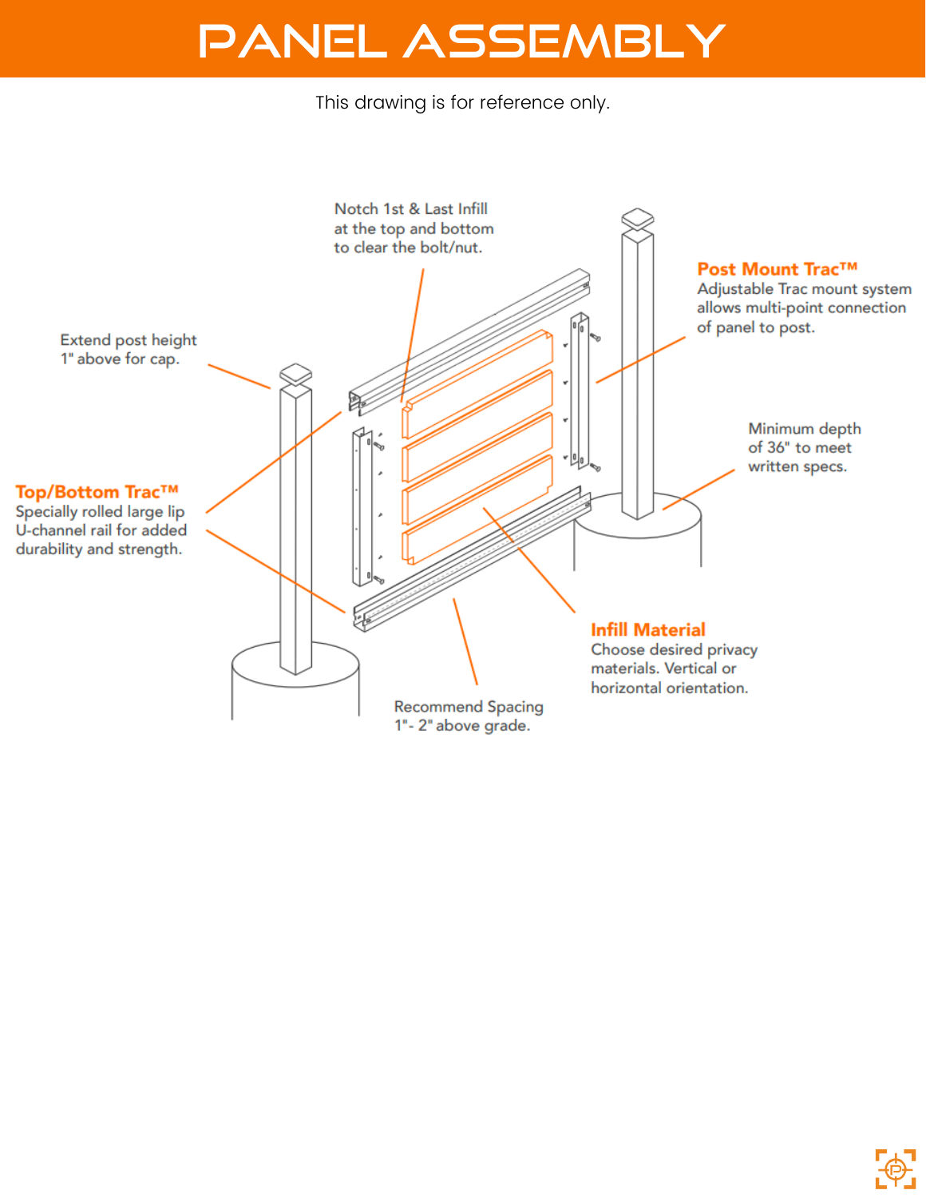# PANEL ASSEMBLY

This drawing is for reference only.

Notch 1st & Last Infill at the top and bottom to clear the bolt/nut.

**Post Mount Trac™**
Adjustable Trac mount system allows multi-point connection of panel to post.

Extend post height 1" above for cap.

Minimum depth of 36" to meet written specs.

**Top/Bottom Trac™**
Specially rolled large lip U-channel rail for added durability and strength.

**Infill Material**
Choose desired privacy materials. Vertical or horizontal orientation.

Recommend Spacing 1"- 2" above grade.